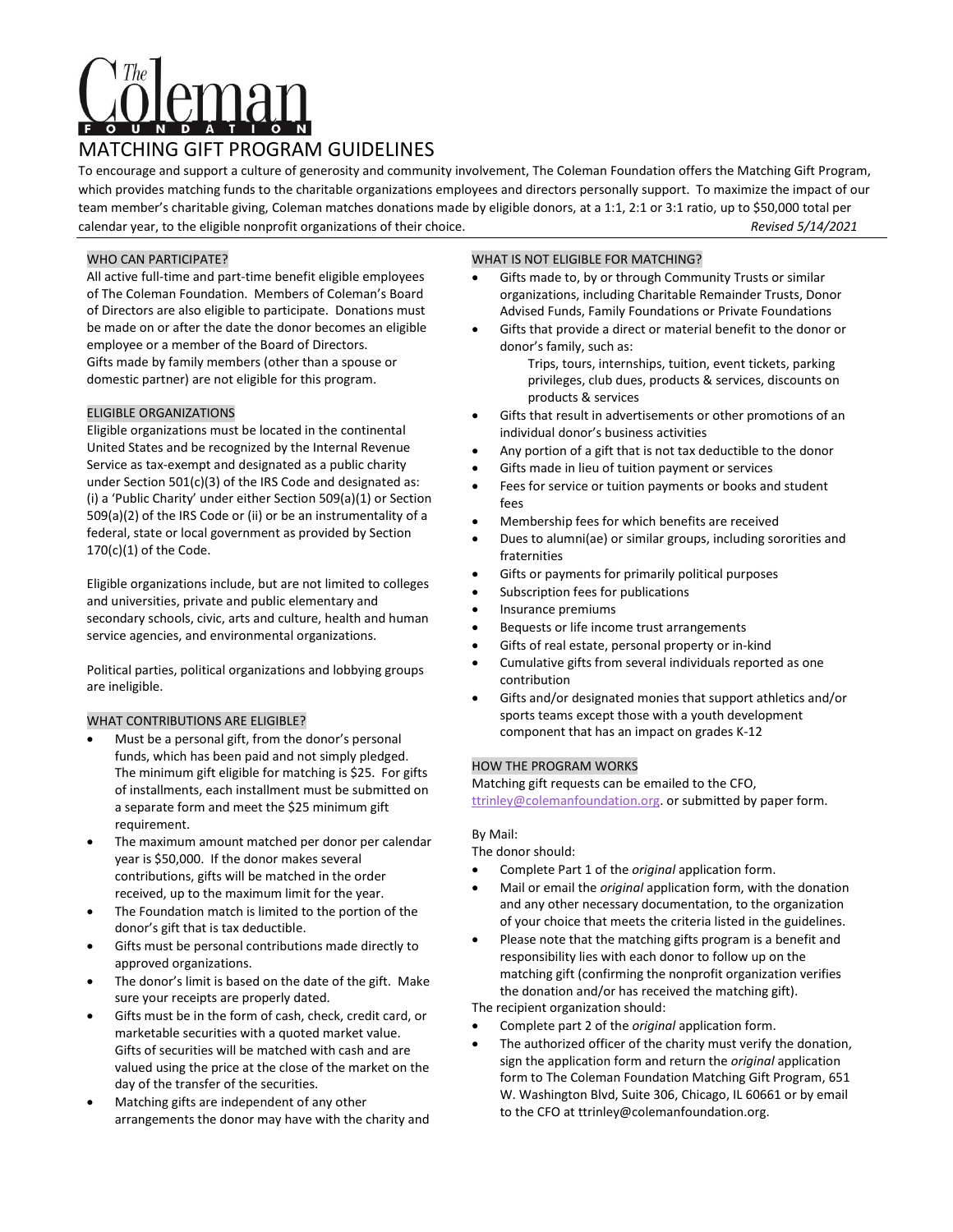# The Coleman Foundation

## MATCHING GIFT PROGRAM GUIDELINES

To encourage and support a culture of generosity and community involvement, The Coleman Foundation offers the Matching Gift Program, which provides matching funds to the charitable organizations employees and directors personally support. To maximize the impact of our team member's charitable giving, Coleman matches donations made by eligible donors, at a 1:1, 2:1 or 3:1 ratio, up to $50,000 total per calendar year, to the eligible nonprofit organizations of their choice. *Revised 5/14/2021*

### WHO CAN PARTICIPATE?

All active full-time and part-time benefit eligible employees of The Coleman Foundation. Members of Coleman's Board of Directors are also eligible to participate. Donations must be made on or after the date the donor becomes an eligible employee or a member of the Board of Directors. Gifts made by family members (other than a spouse or domestic partner) are not eligible for this program.

### ELIGIBLE ORGANIZATIONS

Eligible organizations must be located in the continental United States and be recognized by the Internal Revenue Service as tax-exempt and designated as a public charity under Section 501(c)(3) of the IRS Code and designated as: (i) a 'Public Charity' under either Section 509(a)(1) or Section 509(a)(2) of the IRS Code or (ii) or be an instrumentality of a federal, state or local government as provided by Section 170(c)(1) of the Code.

Eligible organizations include, but are not limited to colleges and universities, private and public elementary and secondary schools, civic, arts and culture, health and human service agencies, and environmental organizations.

Political parties, political organizations and lobbying groups are ineligible.

### WHAT CONTRIBUTIONS ARE ELIGIBLE?

- Must be a personal gift, from the donor's personal funds, which has been paid and not simply pledged. The minimum gift eligible for matching is $25. For gifts of installments, each installment must be submitted on a separate form and meet the $25 minimum gift requirement.
- The maximum amount matched per donor per calendar year is $50,000. If the donor makes several contributions, gifts will be matched in the order received, up to the maximum limit for the year.
- The Foundation match is limited to the portion of the donor's gift that is tax deductible.
- Gifts must be personal contributions made directly to approved organizations.
- The donor's limit is based on the date of the gift. Make sure your receipts are properly dated.
- Gifts must be in the form of cash, check, credit card, or marketable securities with a quoted market value. Gifts of securities will be matched with cash and are valued using the price at the close of the market on the day of the transfer of the securities.
- Matching gifts are independent of any other arrangements the donor may have with the charity and

### WHAT IS NOT ELIGIBLE FOR MATCHING?

- Gifts made to, by or through Community Trusts or similar organizations, including Charitable Remainder Trusts, Donor Advised Funds, Family Foundations or Private Foundations
- Gifts that provide a direct or material benefit to the donor or donor's family, such as:
  Trips, tours, internships, tuition, event tickets, parking privileges, club dues, products & services, discounts on products & services
- Gifts that result in advertisements or other promotions of an individual donor's business activities
- Any portion of a gift that is not tax deductible to the donor
- Gifts made in lieu of tuition payment or services
- Fees for service or tuition payments or books and student fees
- Membership fees for which benefits are received
- Dues to alumni(ae) or similar groups, including sororities and fraternities
- Gifts or payments for primarily political purposes
- Subscription fees for publications
- Insurance premiums
- Bequests or life income trust arrangements
- Gifts of real estate, personal property or in-kind
- Cumulative gifts from several individuals reported as one contribution
- Gifts and/or designated monies that support athletics and/or sports teams except those with a youth development component that has an impact on grades K-12

### HOW THE PROGRAM WORKS

Matching gift requests can be emailed to the CFO, ttrinley@colemanfoundation.org. or submitted by paper form.

By Mail:

The donor should:

- Complete Part 1 of the *original* application form.
- Mail or email the *original* application form, with the donation and any other necessary documentation, to the organization of your choice that meets the criteria listed in the guidelines.
- Please note that the matching gifts program is a benefit and responsibility lies with each donor to follow up on the matching gift (confirming the nonprofit organization verifies the donation and/or has received the matching gift).

The recipient organization should:

- Complete part 2 of the *original* application form.
- The authorized officer of the charity must verify the donation, sign the application form and return the *original* application form to The Coleman Foundation Matching Gift Program, 651 W. Washington Blvd, Suite 306, Chicago, IL 60661 or by email to the CFO at ttrinley@colemanfoundation.org.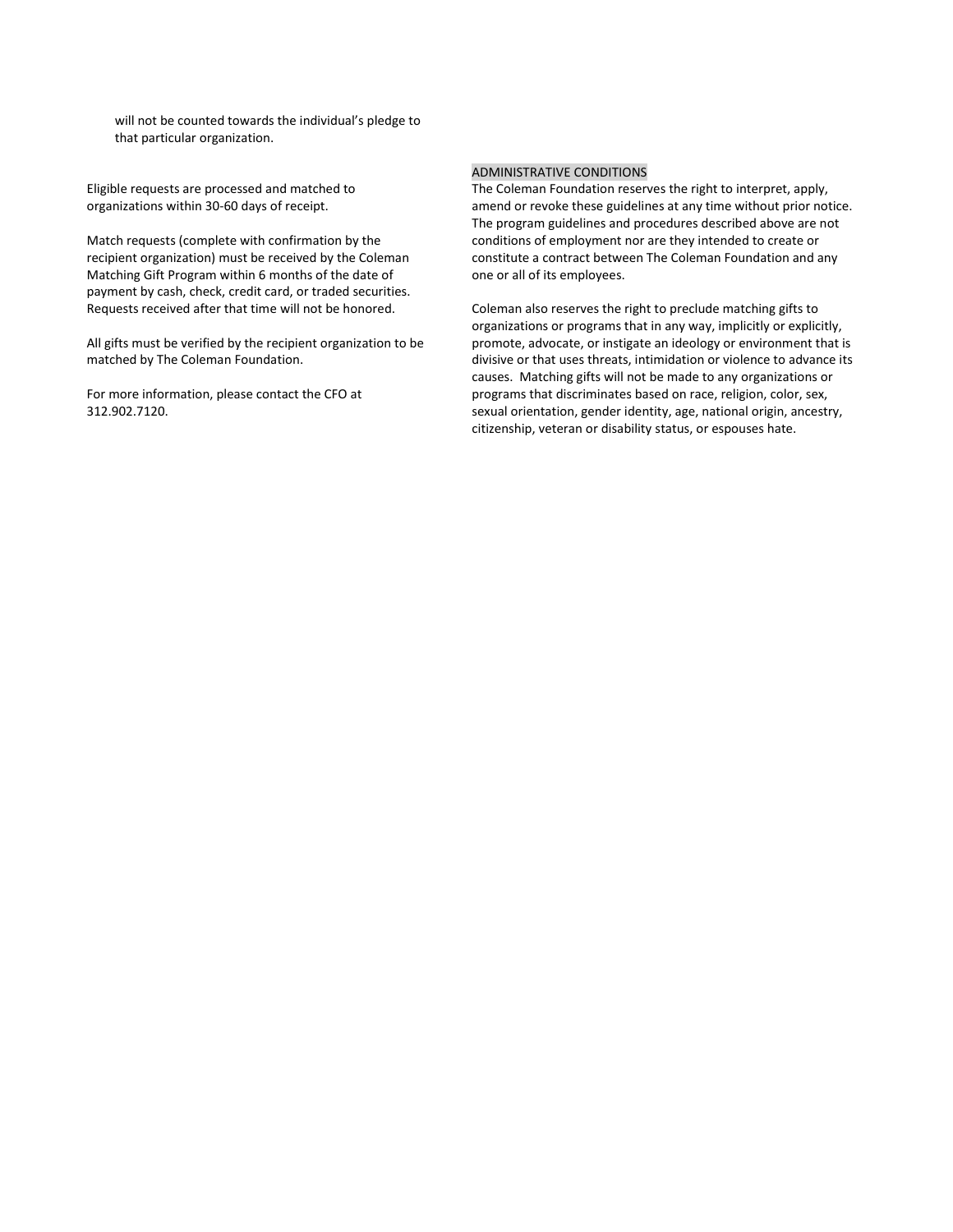will not be counted towards the individual's pledge to that particular organization.

Eligible requests are processed and matched to organizations within 30-60 days of receipt.

Match requests (complete with confirmation by the recipient organization) must be received by the Coleman Matching Gift Program within 6 months of the date of payment by cash, check, credit card, or traded securities. Requests received after that time will not be honored.

All gifts must be verified by the recipient organization to be matched by The Coleman Foundation.

For more information, please contact the CFO at 312.902.7120.

ADMINISTRATIVE CONDITIONS

The Coleman Foundation reserves the right to interpret, apply, amend or revoke these guidelines at any time without prior notice. The program guidelines and procedures described above are not conditions of employment nor are they intended to create or constitute a contract between The Coleman Foundation and any one or all of its employees.

Coleman also reserves the right to preclude matching gifts to organizations or programs that in any way, implicitly or explicitly, promote, advocate, or instigate an ideology or environment that is divisive or that uses threats, intimidation or violence to advance its causes. Matching gifts will not be made to any organizations or programs that discriminates based on race, religion, color, sex, sexual orientation, gender identity, age, national origin, ancestry, citizenship, veteran or disability status, or espouses hate.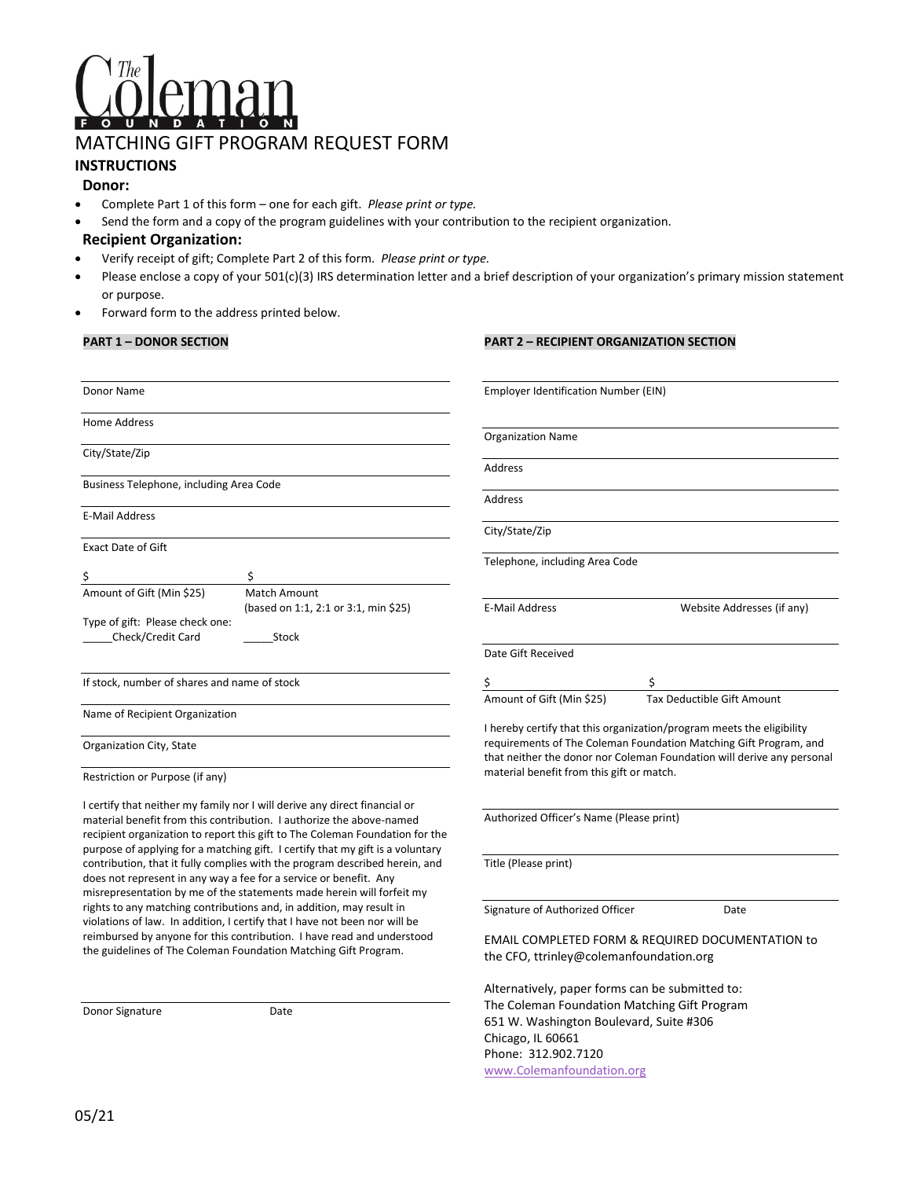The Coleman FOUNDATION

# MATCHING GIFT PROGRAM REQUEST FORM

## INSTRUCTIONS

### Donor:

- Complete Part 1 of this form – one for each gift. *Please print or type.*
- Send the form and a copy of the program guidelines with your contribution to the recipient organization.

### Recipient Organization:

- Verify receipt of gift; Complete Part 2 of this form. *Please print or type.*
- Please enclose a copy of your 501(c)(3) IRS determination letter and a brief description of your organization's primary mission statement or purpose.
- Forward form to the address printed below.

**PART 1 – DONOR SECTION**

Donor Name

Home Address

City/State/Zip

Business Telephone, including Area Code

E-Mail Address

Exact Date of Gift

$ Amount of Gift (Min $25)

$ Match Amount (based on 1:1, 2:1 or 3:1, min $25)

Type of gift: Please check one:
_____Check/Credit Card _____Stock

If stock, number of shares and name of stock

Name of Recipient Organization

Organization City, State

Restriction or Purpose (if any)

I certify that neither my family nor I will derive any direct financial or material benefit from this contribution. I authorize the above-named recipient organization to report this gift to The Coleman Foundation for the purpose of applying for a matching gift. I certify that my gift is a voluntary contribution, that it fully complies with the program described herein, and does not represent in any way a fee for a service or benefit. Any misrepresentation by me of the statements made herein will forfeit my rights to any matching contributions and, in addition, may result in violations of law. In addition, I certify that I have not been nor will be reimbursed by anyone for this contribution. I have read and understood the guidelines of The Coleman Foundation Matching Gift Program.

Donor Signature Date

**PART 2 – RECIPIENT ORGANIZATION SECTION**

Employer Identification Number (EIN)

Organization Name

Address

Address

City/State/Zip

Telephone, including Area Code

E-Mail Address Website Addresses (if any)

Date Gift Received

$ Amount of Gift (Min $25)

$ Tax Deductible Gift Amount

I hereby certify that this organization/program meets the eligibility requirements of The Coleman Foundation Matching Gift Program, and that neither the donor nor Coleman Foundation will derive any personal material benefit from this gift or match.

Authorized Officer's Name (Please print)

Title (Please print)

Signature of Authorized Officer Date

EMAIL COMPLETED FORM & REQUIRED DOCUMENTATION to the CFO, ttrinley@colemanfoundation.org

Alternatively, paper forms can be submitted to:
The Coleman Foundation Matching Gift Program
651 W. Washington Boulevard, Suite #306
Chicago, IL 60661
Phone: 312.902.7120
www.Colemanfoundation.org

05/21